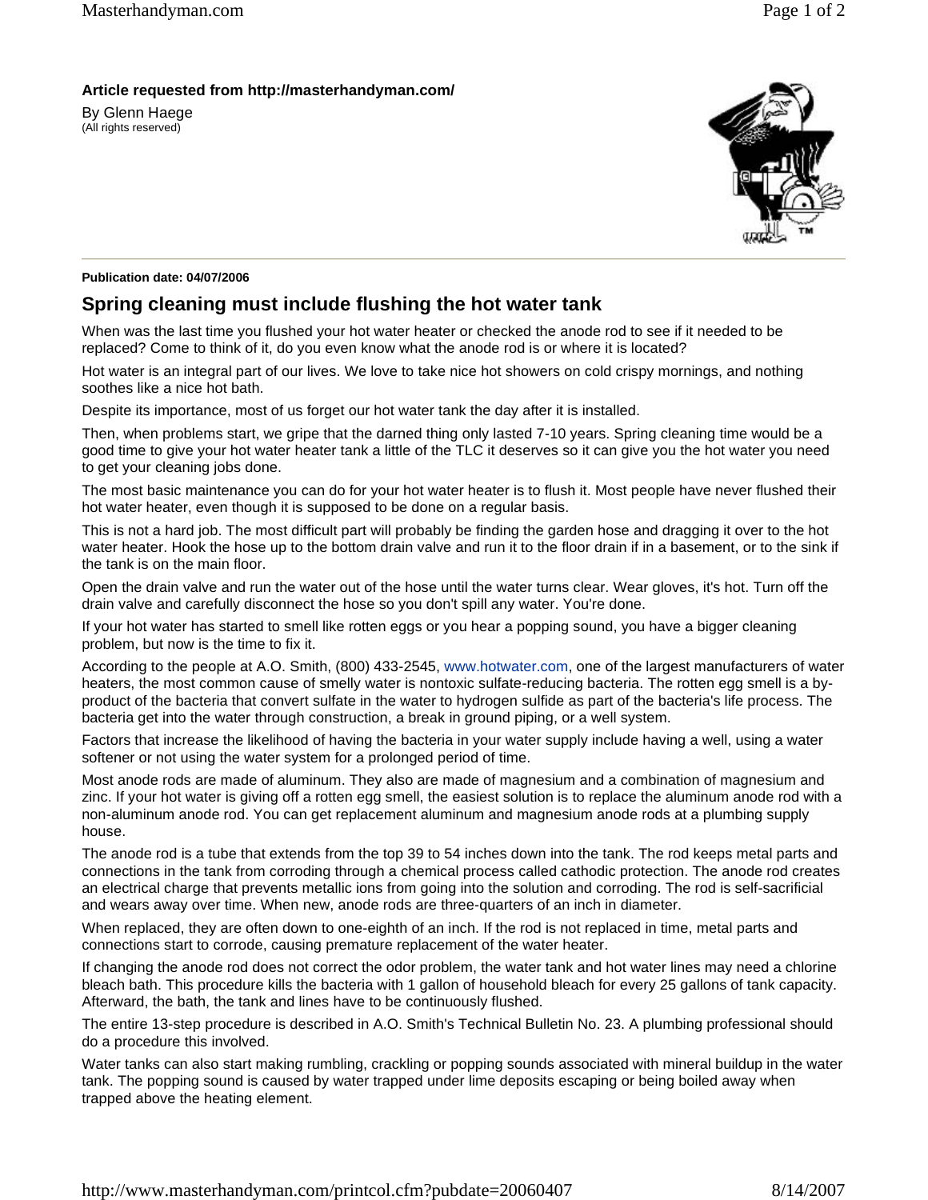**Article requested from http://masterhandyman.com/**

By Glenn Haege
(All rights reserved)

**Publication date: 04/07/2006**

## Spring cleaning must include flushing the hot water tank

When was the last time you flushed your hot water heater or checked the anode rod to see if it needed to be replaced? Come to think of it, do you even know what the anode rod is or where it is located?

Hot water is an integral part of our lives. We love to take nice hot showers on cold crispy mornings, and nothing soothes like a nice hot bath.

Despite its importance, most of us forget our hot water tank the day after it is installed.

Then, when problems start, we gripe that the darned thing only lasted 7-10 years. Spring cleaning time would be a good time to give your hot water heater tank a little of the TLC it deserves so it can give you the hot water you need to get your cleaning jobs done.

The most basic maintenance you can do for your hot water heater is to flush it. Most people have never flushed their hot water heater, even though it is supposed to be done on a regular basis.

This is not a hard job. The most difficult part will probably be finding the garden hose and dragging it over to the hot water heater. Hook the hose up to the bottom drain valve and run it to the floor drain if in a basement, or to the sink if the tank is on the main floor.

Open the drain valve and run the water out of the hose until the water turns clear. Wear gloves, it's hot. Turn off the drain valve and carefully disconnect the hose so you don't spill any water. You're done.

If your hot water has started to smell like rotten eggs or you hear a popping sound, you have a bigger cleaning problem, but now is the time to fix it.

According to the people at A.O. Smith, (800) 433-2545, www.hotwater.com, one of the largest manufacturers of water heaters, the most common cause of smelly water is nontoxic sulfate-reducing bacteria. The rotten egg smell is a by-product of the bacteria that convert sulfate in the water to hydrogen sulfide as part of the bacteria's life process. The bacteria get into the water through construction, a break in ground piping, or a well system.

Factors that increase the likelihood of having the bacteria in your water supply include having a well, using a water softener or not using the water system for a prolonged period of time.

Most anode rods are made of aluminum. They also are made of magnesium and a combination of magnesium and zinc. If your hot water is giving off a rotten egg smell, the easiest solution is to replace the aluminum anode rod with a non-aluminum anode rod. You can get replacement aluminum and magnesium anode rods at a plumbing supply house.

The anode rod is a tube that extends from the top 39 to 54 inches down into the tank. The rod keeps metal parts and connections in the tank from corroding through a chemical process called cathodic protection. The anode rod creates an electrical charge that prevents metallic ions from going into the solution and corroding. The rod is self-sacrificial and wears away over time. When new, anode rods are three-quarters of an inch in diameter.

When replaced, they are often down to one-eighth of an inch. If the rod is not replaced in time, metal parts and connections start to corrode, causing premature replacement of the water heater.

If changing the anode rod does not correct the odor problem, the water tank and hot water lines may need a chlorine bleach bath. This procedure kills the bacteria with 1 gallon of household bleach for every 25 gallons of tank capacity. Afterward, the bath, the tank and lines have to be continuously flushed.

The entire 13-step procedure is described in A.O. Smith's Technical Bulletin No. 23. A plumbing professional should do a procedure this involved.

Water tanks can also start making rumbling, crackling or popping sounds associated with mineral buildup in the water tank. The popping sound is caused by water trapped under lime deposits escaping or being boiled away when trapped above the heating element.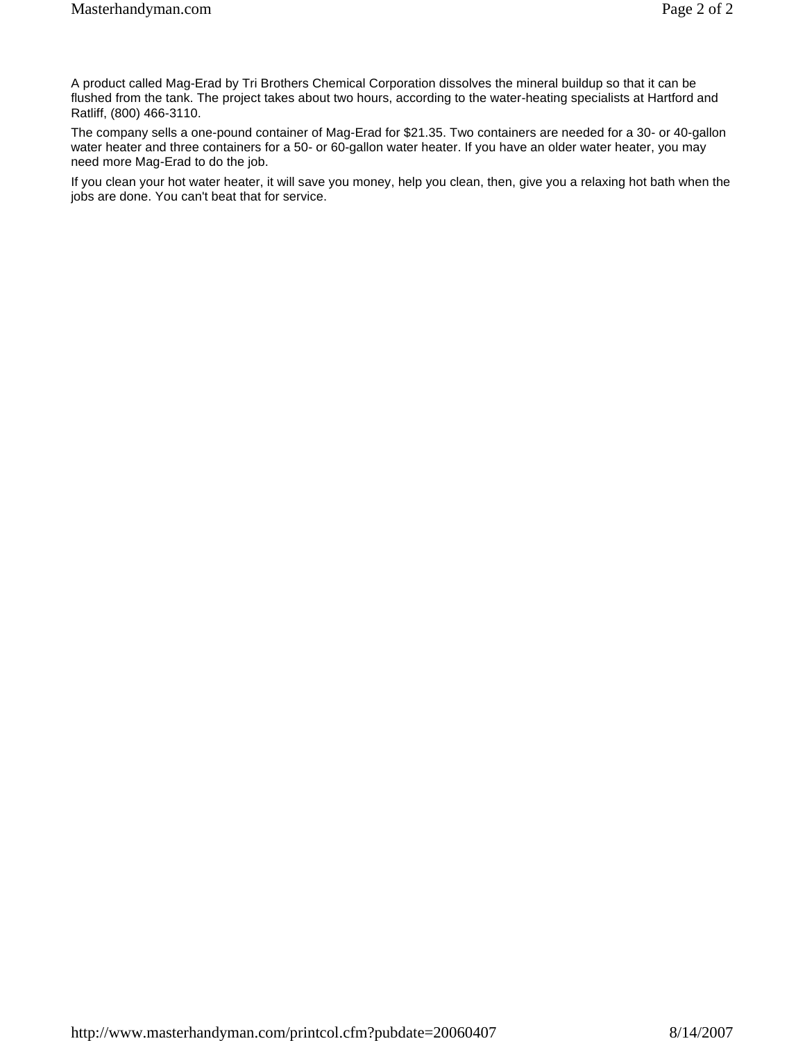A product called Mag-Erad by Tri Brothers Chemical Corporation dissolves the mineral buildup so that it can be flushed from the tank. The project takes about two hours, according to the water-heating specialists at Hartford and Ratliff, (800) 466-3110.

The company sells a one-pound container of Mag-Erad for $21.35. Two containers are needed for a 30- or 40-gallon water heater and three containers for a 50- or 60-gallon water heater. If you have an older water heater, you may need more Mag-Erad to do the job.

If you clean your hot water heater, it will save you money, help you clean, then, give you a relaxing hot bath when the jobs are done. You can't beat that for service.